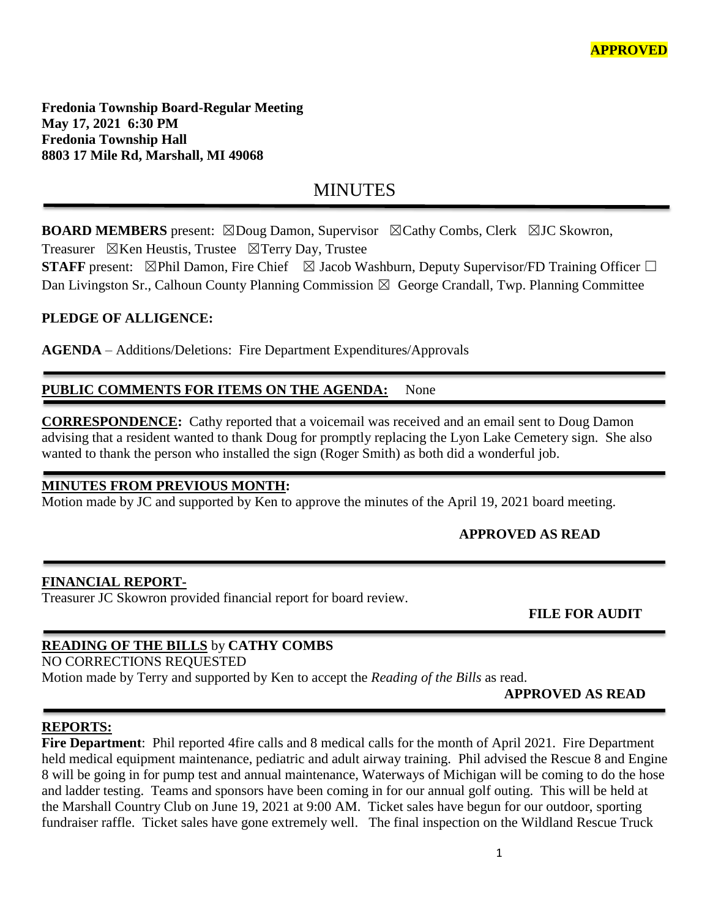**APPROVED**

**Fredonia Township Board-Regular Meeting**
**May 17, 2021 6:30 PM**
**Fredonia Township Hall**
**8803 17 Mile Rd, Marshall, MI 49068**

# MINUTES

**BOARD MEMBERS** present: ☒Doug Damon, Supervisor ☒Cathy Combs, Clerk ☒JC Skowron, Treasurer ☒Ken Heustis, Trustee ☒Terry Day, Trustee
**STAFF** present: ☒Phil Damon, Fire Chief ☒ Jacob Washburn, Deputy Supervisor/FD Training Officer ☐ Dan Livingston Sr., Calhoun County Planning Commission ☒ George Crandall, Twp. Planning Committee

**PLEDGE OF ALLIGENCE:**

**AGENDA** – Additions/Deletions: Fire Department Expenditures/Approvals

**PUBLIC COMMENTS FOR ITEMS ON THE AGENDA:** None

**CORRESPONDENCE:** Cathy reported that a voicemail was received and an email sent to Doug Damon advising that a resident wanted to thank Doug for promptly replacing the Lyon Lake Cemetery sign. She also wanted to thank the person who installed the sign (Roger Smith) as both did a wonderful job.

**MINUTES FROM PREVIOUS MONTH:**
Motion made by JC and supported by Ken to approve the minutes of the April 19, 2021 board meeting.

**APPROVED AS READ**

**FINANCIAL REPORT-**
Treasurer JC Skowron provided financial report for board review.

**FILE FOR AUDIT**

**READING OF THE BILLS** by **CATHY COMBS**
NO CORRECTIONS REQUESTED
Motion made by Terry and supported by Ken to accept the *Reading of the Bills* as read.

**APPROVED AS READ**

**REPORTS:**
**Fire Department**: Phil reported 4fire calls and 8 medical calls for the month of April 2021. Fire Department held medical equipment maintenance, pediatric and adult airway training. Phil advised the Rescue 8 and Engine 8 will be going in for pump test and annual maintenance, Waterways of Michigan will be coming to do the hose and ladder testing. Teams and sponsors have been coming in for our annual golf outing. This will be held at the Marshall Country Club on June 19, 2021 at 9:00 AM. Ticket sales have begun for our outdoor, sporting fundraiser raffle. Ticket sales have gone extremely well. The final inspection on the Wildland Rescue Truck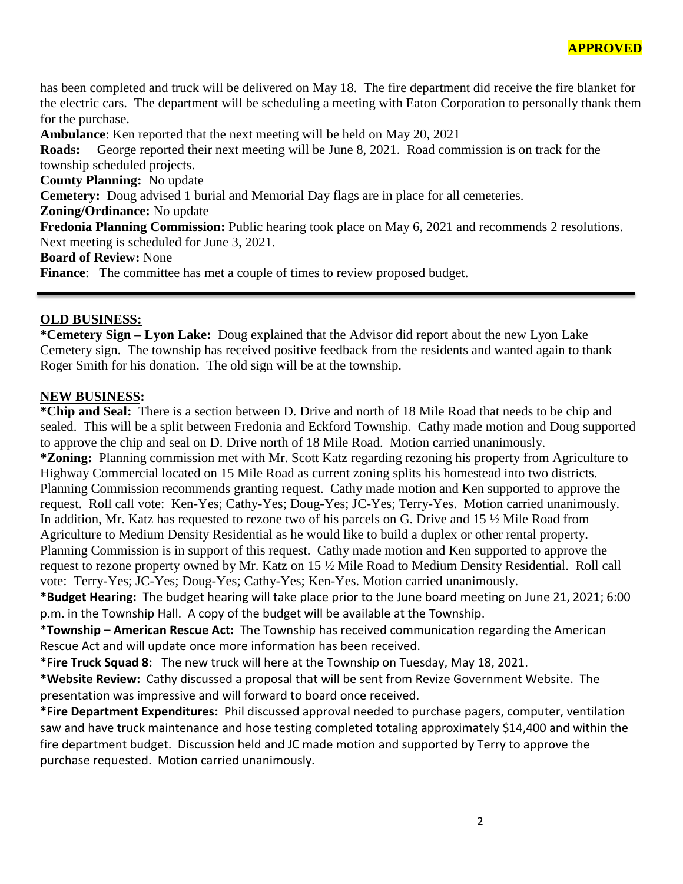**APPROVED**

has been completed and truck will be delivered on May 18. The fire department did receive the fire blanket for the electric cars. The department will be scheduling a meeting with Eaton Corporation to personally thank them for the purchase.

**Ambulance**: Ken reported that the next meeting will be held on May 20, 2021

**Roads:** George reported their next meeting will be June 8, 2021. Road commission is on track for the township scheduled projects.

**County Planning:** No update

**Cemetery:** Doug advised 1 burial and Memorial Day flags are in place for all cemeteries.

**Zoning/Ordinance:** No update

**Fredonia Planning Commission:** Public hearing took place on May 6, 2021 and recommends 2 resolutions. Next meeting is scheduled for June 3, 2021.

**Board of Review:** None

**Finance**: The committee has met a couple of times to review proposed budget.

---

## OLD BUSINESS:

**\*Cemetery Sign – Lyon Lake:** Doug explained that the Advisor did report about the new Lyon Lake Cemetery sign. The township has received positive feedback from the residents and wanted again to thank Roger Smith for his donation. The old sign will be at the township.

## NEW BUSINESS:

**\*Chip and Seal:** There is a section between D. Drive and north of 18 Mile Road that needs to be chip and sealed. This will be a split between Fredonia and Eckford Township. Cathy made motion and Doug supported to approve the chip and seal on D. Drive north of 18 Mile Road. Motion carried unanimously.

**\*Zoning:** Planning commission met with Mr. Scott Katz regarding rezoning his property from Agriculture to Highway Commercial located on 15 Mile Road as current zoning splits his homestead into two districts. Planning Commission recommends granting request. Cathy made motion and Ken supported to approve the request. Roll call vote: Ken-Yes; Cathy-Yes; Doug-Yes; JC-Yes; Terry-Yes. Motion carried unanimously. In addition, Mr. Katz has requested to rezone two of his parcels on G. Drive and 15 ½ Mile Road from Agriculture to Medium Density Residential as he would like to build a duplex or other rental property. Planning Commission is in support of this request. Cathy made motion and Ken supported to approve the request to rezone property owned by Mr. Katz on 15 ½ Mile Road to Medium Density Residential. Roll call vote: Terry-Yes; JC-Yes; Doug-Yes; Cathy-Yes; Ken-Yes. Motion carried unanimously.

**\*Budget Hearing:** The budget hearing will take place prior to the June board meeting on June 21, 2021; 6:00 p.m. in the Township Hall. A copy of the budget will be available at the Township.

**\*Township – American Rescue Act:** The Township has received communication regarding the American Rescue Act and will update once more information has been received.

**\*Fire Truck Squad 8:** The new truck will here at the Township on Tuesday, May 18, 2021.

**\*Website Review:** Cathy discussed a proposal that will be sent from Revize Government Website. The presentation was impressive and will forward to board once received.

**\*Fire Department Expenditures:** Phil discussed approval needed to purchase pagers, computer, ventilation saw and have truck maintenance and hose testing completed totaling approximately $14,400 and within the fire department budget. Discussion held and JC made motion and supported by Terry to approve the purchase requested. Motion carried unanimously.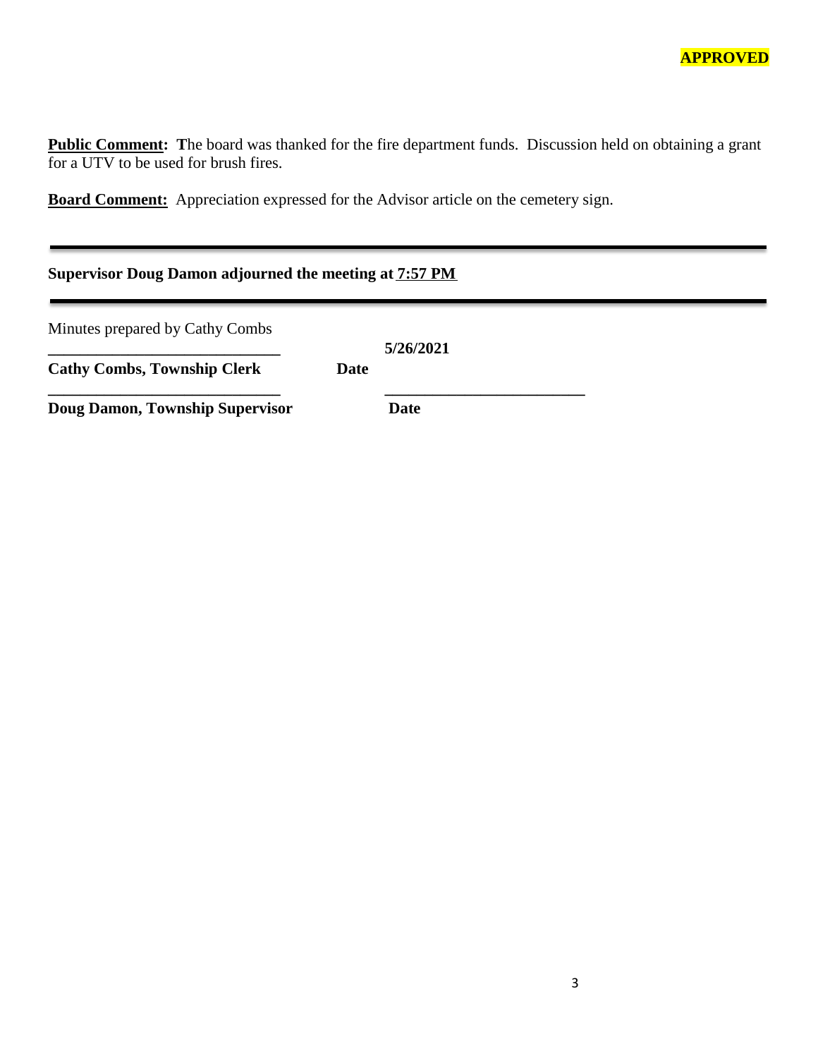**APPROVED**

**Public Comment:** **T**he board was thanked for the fire department funds. Discussion held on obtaining a grant for a UTV to be used for brush fires.

**Board Comment:** Appreciation expressed for the Advisor article on the cemetery sign.

---

**Supervisor Doug Damon adjourned the meeting at 7:57 PM**

---

Minutes prepared by Cathy Combs

______________________________ **5/26/2021**

**Cathy Combs, Township Clerk** **Date**

______________________________ ______________________________

**Doug Damon, Township Supervisor** **Date**